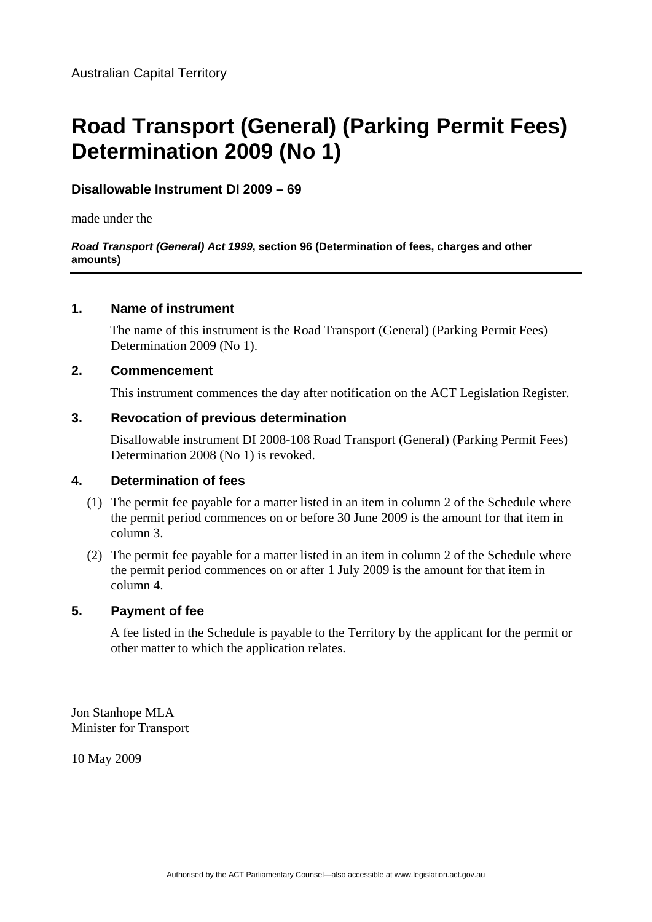Australian Capital Territory

# Road Transport (General) (Parking Permit Fees) Determination 2009 (No 1)

**Disallowable Instrument DI 2009 – 69**

made under the

***Road Transport (General) Act 1999*, section 96 (Determination of fees, charges and other amounts)**

## 1. Name of instrument

The name of this instrument is the Road Transport (General) (Parking Permit Fees) Determination 2009 (No 1).

## 2. Commencement

This instrument commences the day after notification on the ACT Legislation Register.

## 3. Revocation of previous determination

Disallowable instrument DI 2008-108 Road Transport (General) (Parking Permit Fees) Determination 2008 (No 1) is revoked.

## 4. Determination of fees

(1) The permit fee payable for a matter listed in an item in column 2 of the Schedule where the permit period commences on or before 30 June 2009 is the amount for that item in column 3.

(2) The permit fee payable for a matter listed in an item in column 2 of the Schedule where the permit period commences on or after 1 July 2009 is the amount for that item in column 4.

## 5. Payment of fee

A fee listed in the Schedule is payable to the Territory by the applicant for the permit or other matter to which the application relates.

Jon Stanhope MLA
Minister for Transport

10 May 2009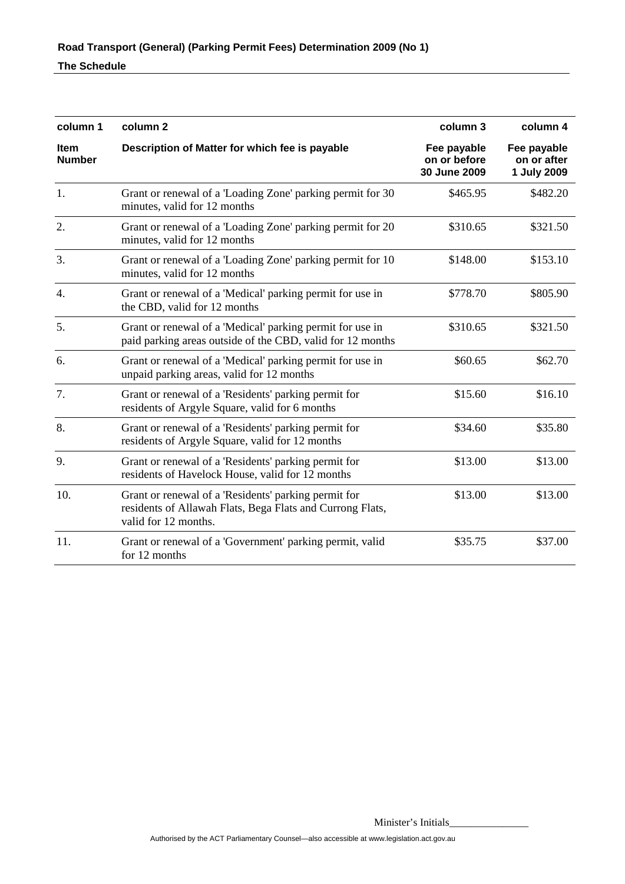**Road Transport (General) (Parking Permit Fees) Determination 2009 (No 1)**

**The Schedule**

| column 1 | column 2 | column 3 | column 4 |
|---|---|---|---|
| **Item Number** | **Description of Matter for which fee is payable** | **Fee payable on or before 30 June 2009** | **Fee payable on or after 1 July 2009** |
| 1. | Grant or renewal of a 'Loading Zone' parking permit for 30 minutes, valid for 12 months | $465.95 | $482.20 |
| 2. | Grant or renewal of a 'Loading Zone' parking permit for 20 minutes, valid for 12 months | $310.65 | $321.50 |
| 3. | Grant or renewal of a 'Loading Zone' parking permit for 10 minutes, valid for 12 months | $148.00 | $153.10 |
| 4. | Grant or renewal of a 'Medical' parking permit for use in the CBD, valid for 12 months | $778.70 | $805.90 |
| 5. | Grant or renewal of a 'Medical' parking permit for use in paid parking areas outside of the CBD, valid for 12 months | $310.65 | $321.50 |
| 6. | Grant or renewal of a 'Medical' parking permit for use in unpaid parking areas, valid for 12 months | $60.65 | $62.70 |
| 7. | Grant or renewal of a 'Residents' parking permit for residents of Argyle Square, valid for 6 months | $15.60 | $16.10 |
| 8. | Grant or renewal of a 'Residents' parking permit for residents of Argyle Square, valid for 12 months | $34.60 | $35.80 |
| 9. | Grant or renewal of a 'Residents' parking permit for residents of Havelock House, valid for 12 months | $13.00 | $13.00 |
| 10. | Grant or renewal of a 'Residents' parking permit for residents of Allawah Flats, Bega Flats and Currong Flats, valid for 12 months. | $13.00 | $13.00 |
| 11. | Grant or renewal of a 'Government' parking permit, valid for 12 months | $35.75 | $37.00 |

Minister's Initials_______________